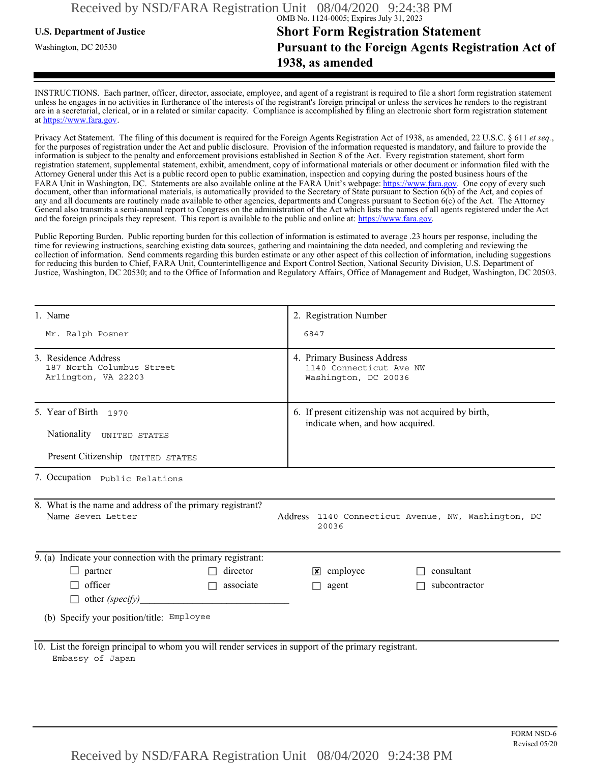OMB No. 1124-0005; Expires July 31, 2023

**U.S. Department of Justice**

Washington, DC 20530

# Short Form Registration Statement Pursuant to the Foreign Agents Registration Act of 1938, as amended

INSTRUCTIONS. Each partner, officer, director, associate, employee, and agent of a registrant is required to file a short form registration statement unless he engages in no activities in furtherance of the interests of the registrant's foreign principal or unless the services he renders to the registrant are in a secretarial, clerical, or in a related or similar capacity. Compliance is accomplished by filing an electronic short form registration statement at https://www.fara.gov.

Privacy Act Statement. The filing of this document is required for the Foreign Agents Registration Act of 1938, as amended, 22 U.S.C. § 611 *et seq.*, for the purposes of registration under the Act and public disclosure. Provision of the information requested is mandatory, and failure to provide the information is subject to the penalty and enforcement provisions established in Section 8 of the Act. Every registration statement, short form registration statement, supplemental statement, exhibit, amendment, copy of informational materials or other document or information filed with the Attorney General under this Act is a public record open to public examination, inspection and copying during the posted business hours of the FARA Unit in Washington, DC. Statements are also available online at the FARA Unit's webpage: https://www.fara.gov. One copy of every such document, other than informational materials, is automatically provided to the Secretary of State pursuant to Section 6(b) of the Act, and copies of any and all documents are routinely made available to other agencies, departments and Congress pursuant to Section 6(c) of the Act. The Attorney General also transmits a semi-annual report to Congress on the administration of the Act which lists the names of all agents registered under the Act and the foreign principals they represent. This report is available to the public and online at: https://www.fara.gov.

Public Reporting Burden. Public reporting burden for this collection of information is estimated to average .23 hours per response, including the time for reviewing instructions, searching existing data sources, gathering and maintaining the data needed, and completing and reviewing the collection of information. Send comments regarding this burden estimate or any other aspect of this collection of information, including suggestions for reducing this burden to Chief, FARA Unit, Counterintelligence and Export Control Section, National Security Division, U.S. Department of Justice, Washington, DC 20530; and to the Office of Information and Regulatory Affairs, Office of Management and Budget, Washington, DC 20503.

| | |
|---|---|
| 1. Name<br>Mr. Ralph Posner | 2. Registration Number<br>6847 |
| 3. Residence Address<br>187 North Columbus Street<br>Arlington, VA 22203 | 4. Primary Business Address<br>1140 Connecticut Ave NW<br>Washington, DC 20036 |
| 5. Year of Birth 1970<br>Nationality UNITED STATES<br>Present Citizenship UNITED STATES | 6. If present citizenship was not acquired by birth, indicate when, and how acquired. |

7. Occupation Public Relations

8. What is the name and address of the primary registrant?
Name Seven Letter
Address 1140 Connecticut Avenue, NW, Washington, DC 20036

9. (a) Indicate your connection with the primary registrant:

- ☐ partner
- ☐ director
- ☒ employee
- ☐ consultant
- ☐ officer
- ☐ associate
- ☐ agent
- ☐ subcontractor
- ☐ other *(specify)*\_\_\_\_\_\_\_\_\_\_\_\_\_\_\_\_\_\_\_\_\_\_\_\_

(b) Specify your position/title: Employee

10. List the foreign principal to whom you will render services in support of the primary registrant.
Embassy of Japan

FORM NSD-6
Revised 05/20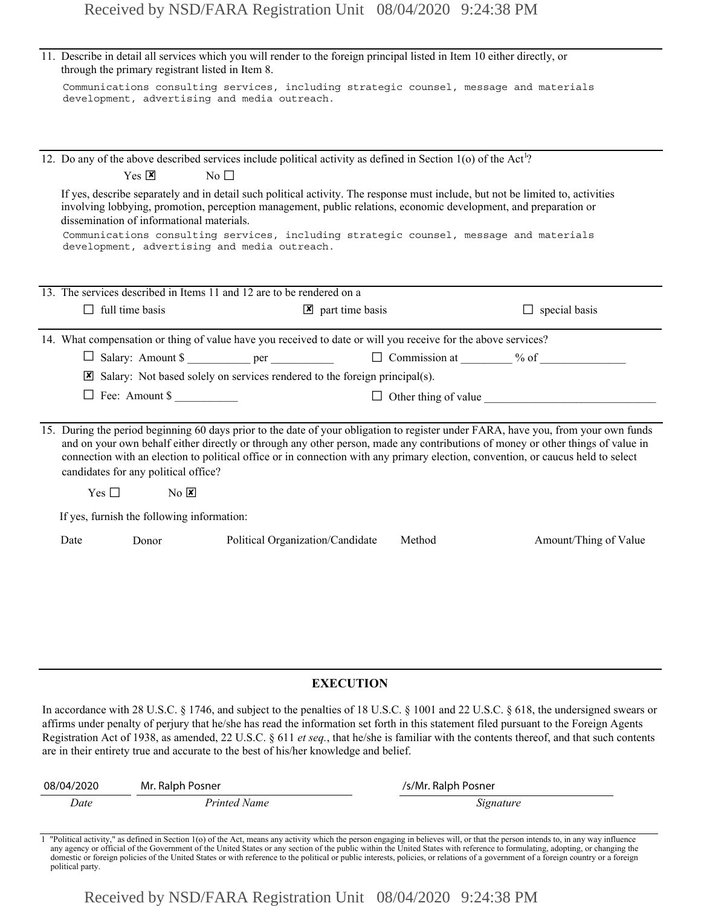11. Describe in detail all services which you will render to the foreign principal listed in Item 10 either directly, or through the primary registrant listed in Item 8.

    Communications consulting services, including strategic counsel, message and materials development, advertising and media outreach.

12. Do any of the above described services include political activity as defined in Section 1(o) of the Act[1]?

    Yes ☒ No ☐

    If yes, describe separately and in detail such political activity. The response must include, but not be limited to, activities involving lobbying, promotion, perception management, public relations, economic development, and preparation or dissemination of informational materials.

    Communications consulting services, including strategic counsel, message and materials development, advertising and media outreach.

13. The services described in Items 11 and 12 are to be rendered on a

    ☐ full time basis ☒ part time basis ☐ special basis

14. What compensation or thing of value have you received to date or will you receive for the above services?

    ☐ Salary: Amount $ __________ per __________ ☐ Commission at ________ % of ______________

    ☒ Salary: Not based solely on services rendered to the foreign principal(s).

    ☐ Fee: Amount $ __________ ☐ Other thing of value ____________________________

15. During the period beginning 60 days prior to the date of your obligation to register under FARA, have you, from your own funds and on your own behalf either directly or through any other person, made any contributions of money or other things of value in connection with an election to political office or in connection with any primary election, convention, or caucus held to select candidates for any political office?

    Yes ☐ No ☒

    If yes, furnish the following information:

| Date | Donor | Political Organization/Candidate | Method | Amount/Thing of Value |
|---|---|---|---|---|

## EXECUTION

In accordance with 28 U.S.C. § 1746, and subject to the penalties of 18 U.S.C. § 1001 and 22 U.S.C. § 618, the undersigned swears or affirms under penalty of perjury that he/she has read the information set forth in this statement filed pursuant to the Foreign Agents Registration Act of 1938, as amended, 22 U.S.C. § 611 *et seq.*, that he/she is familiar with the contents thereof, and that such contents are in their entirety true and accurate to the best of his/her knowledge and belief.

| 08/04/2020 | Mr. Ralph Posner | /s/Mr. Ralph Posner |
|---|---|---|
| *Date* | *Printed Name* | *Signature* |

[1] "Political activity," as defined in Section 1(o) of the Act, means any activity which the person engaging in believes will, or that the person intends to, in any way influence any agency or official of the Government of the United States or any section of the public within the United States with reference to formulating, adopting, or changing the domestic or foreign policies of the United States or with reference to the political or public interests, policies, or relations of a government of a foreign country or a foreign political party.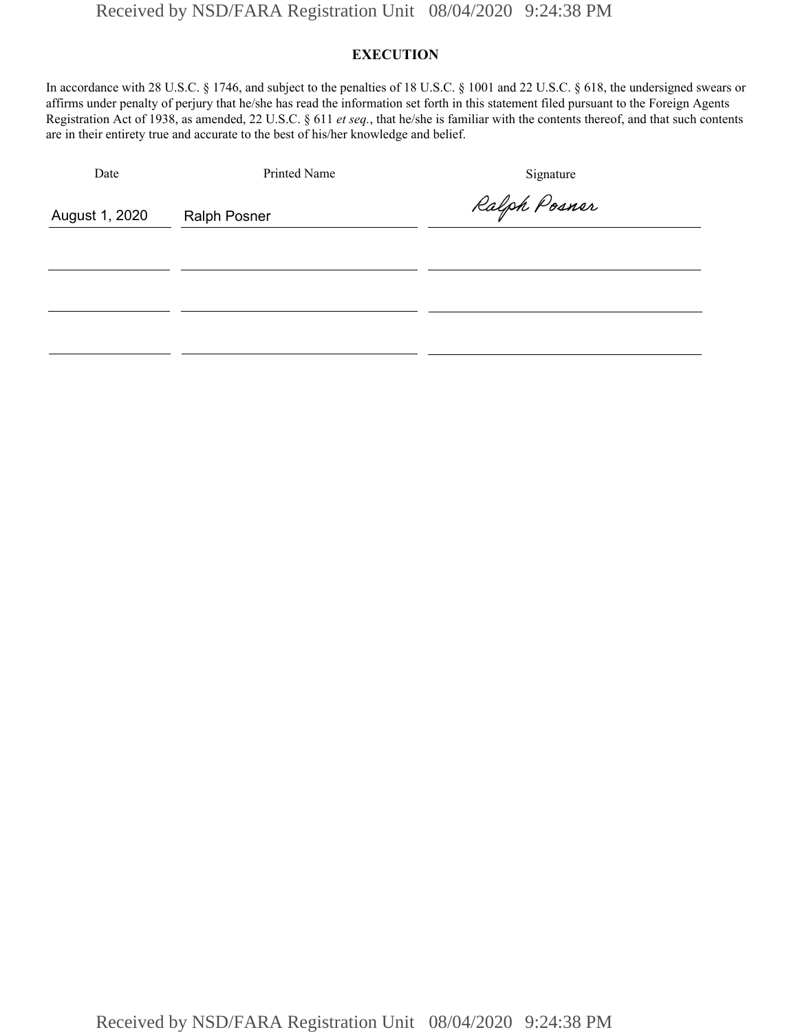## EXECUTION

In accordance with 28 U.S.C. § 1746, and subject to the penalties of 18 U.S.C. § 1001 and 22 U.S.C. § 618, the undersigned swears or affirms under penalty of perjury that he/she has read the information set forth in this statement filed pursuant to the Foreign Agents Registration Act of 1938, as amended, 22 U.S.C. § 611 *et seq.*, that he/she is familiar with the contents thereof, and that such contents are in their entirety true and accurate to the best of his/her knowledge and belief.

| Date | Printed Name | Signature |
| --- | --- | --- |
| August 1, 2020 | Ralph Posner | Ralph Posner |
| | | |
| | | |
| | | |